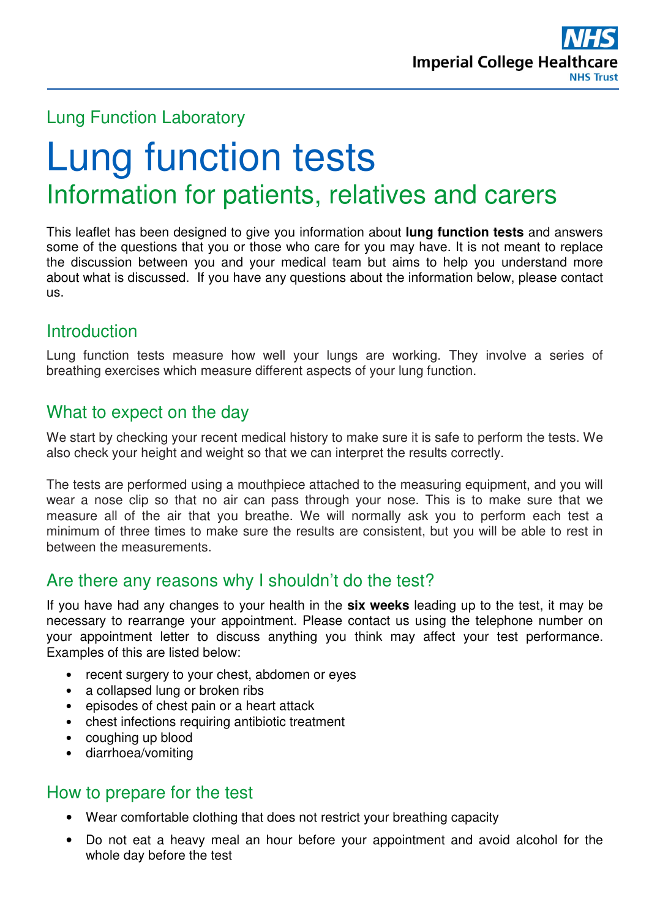Lung Function Laboratory

# Lung function tests

## Information for patients, relatives and carers

This leaflet has been designed to give you information about **lung function tests** and answers some of the questions that you or those who care for you may have. It is not meant to replace the discussion between you and your medical team but aims to help you understand more about what is discussed. If you have any questions about the information below, please contact us.

## Introduction

Lung function tests measure how well your lungs are working. They involve a series of breathing exercises which measure different aspects of your lung function.

## What to expect on the day

We start by checking your recent medical history to make sure it is safe to perform the tests. We also check your height and weight so that we can interpret the results correctly.

The tests are performed using a mouthpiece attached to the measuring equipment, and you will wear a nose clip so that no air can pass through your nose. This is to make sure that we measure all of the air that you breathe. We will normally ask you to perform each test a minimum of three times to make sure the results are consistent, but you will be able to rest in between the measurements.

## Are there any reasons why I shouldn't do the test?

If you have had any changes to your health in the **six weeks** leading up to the test, it may be necessary to rearrange your appointment. Please contact us using the telephone number on your appointment letter to discuss anything you think may affect your test performance. Examples of this are listed below:

- recent surgery to your chest, abdomen or eyes
- a collapsed lung or broken ribs
- episodes of chest pain or a heart attack
- chest infections requiring antibiotic treatment
- coughing up blood
- diarrhoea/vomiting

## How to prepare for the test

- Wear comfortable clothing that does not restrict your breathing capacity
- Do not eat a heavy meal an hour before your appointment and avoid alcohol for the whole day before the test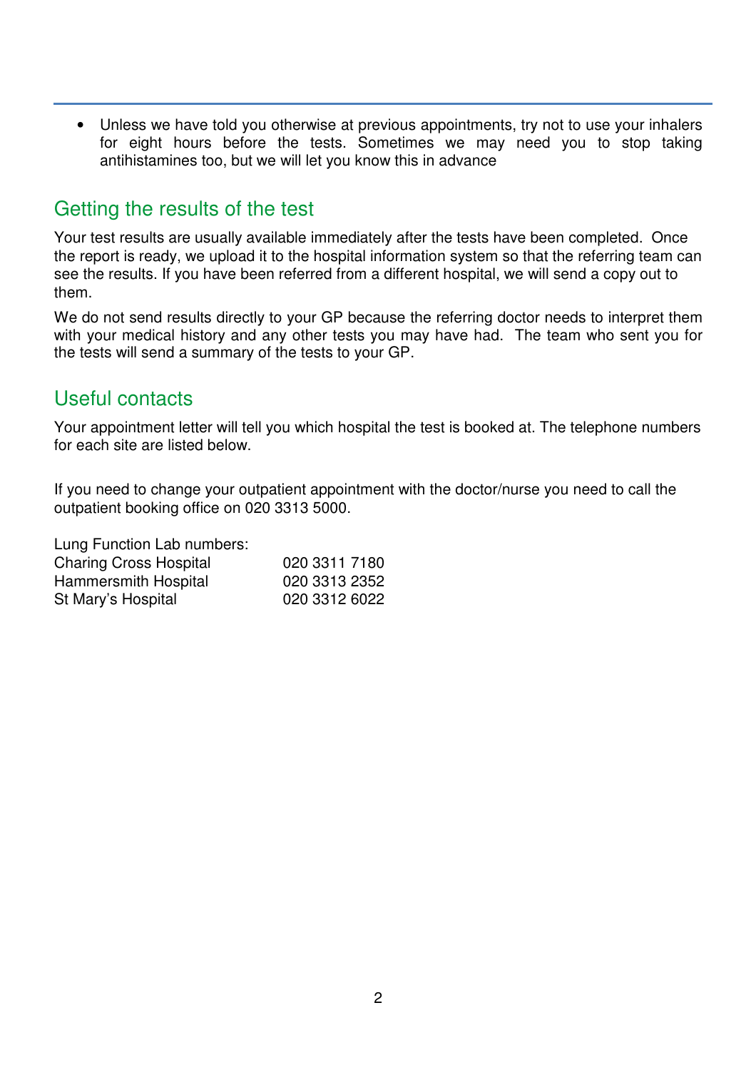- Unless we have told you otherwise at previous appointments, try not to use your inhalers for eight hours before the tests. Sometimes we may need you to stop taking antihistamines too, but we will let you know this in advance

## Getting the results of the test

Your test results are usually available immediately after the tests have been completed. Once the report is ready, we upload it to the hospital information system so that the referring team can see the results. If you have been referred from a different hospital, we will send a copy out to them.

We do not send results directly to your GP because the referring doctor needs to interpret them with your medical history and any other tests you may have had. The team who sent you for the tests will send a summary of the tests to your GP.

## Useful contacts

Your appointment letter will tell you which hospital the test is booked at. The telephone numbers for each site are listed below.

If you need to change your outpatient appointment with the doctor/nurse you need to call the outpatient booking office on 020 3313 5000.

Lung Function Lab numbers:

| | |
|---|---|
| Charing Cross Hospital | 020 3311 7180 |
| Hammersmith Hospital | 020 3313 2352 |
| St Mary's Hospital | 020 3312 6022 |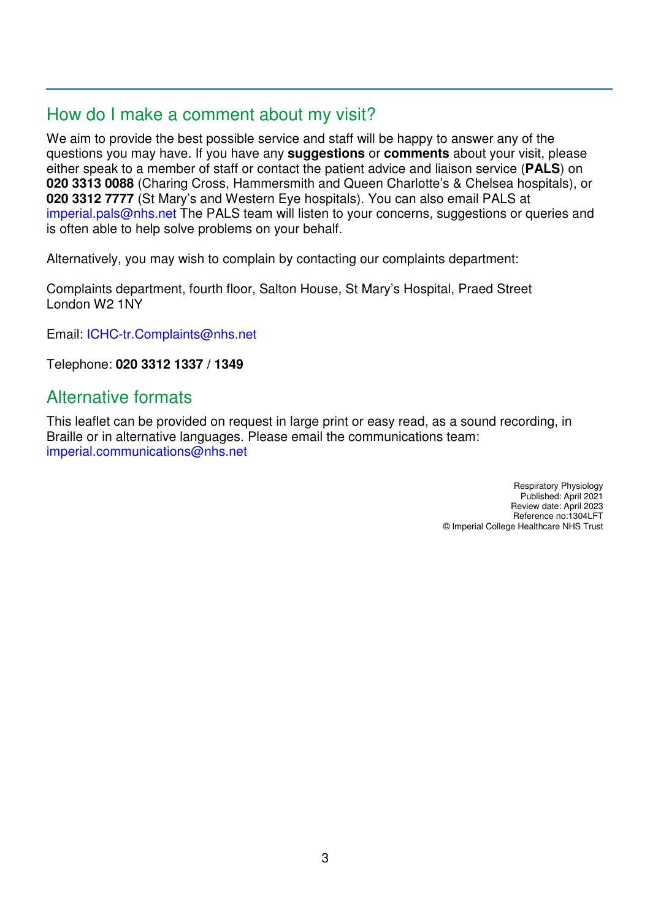## How do I make a comment about my visit?

We aim to provide the best possible service and staff will be happy to answer any of the questions you may have. If you have any **suggestions** or **comments** about your visit, please either speak to a member of staff or contact the patient advice and liaison service (**PALS**) on **020 3313 0088** (Charing Cross, Hammersmith and Queen Charlotte's & Chelsea hospitals), or **020 3312 7777** (St Mary's and Western Eye hospitals). You can also email PALS at imperial.pals@nhs.net The PALS team will listen to your concerns, suggestions or queries and is often able to help solve problems on your behalf.

Alternatively, you may wish to complain by contacting our complaints department:

Complaints department, fourth floor, Salton House, St Mary's Hospital, Praed Street
London W2 1NY

Email: ICHC-tr.Complaints@nhs.net

Telephone: **020 3312 1337** / **1349**

## Alternative formats

This leaflet can be provided on request in large print or easy read, as a sound recording, in Braille or in alternative languages. Please email the communications team: imperial.communications@nhs.net

Respiratory Physiology
Published: April 2021
Review date: April 2023
Reference no:1304LFT
© Imperial College Healthcare NHS Trust